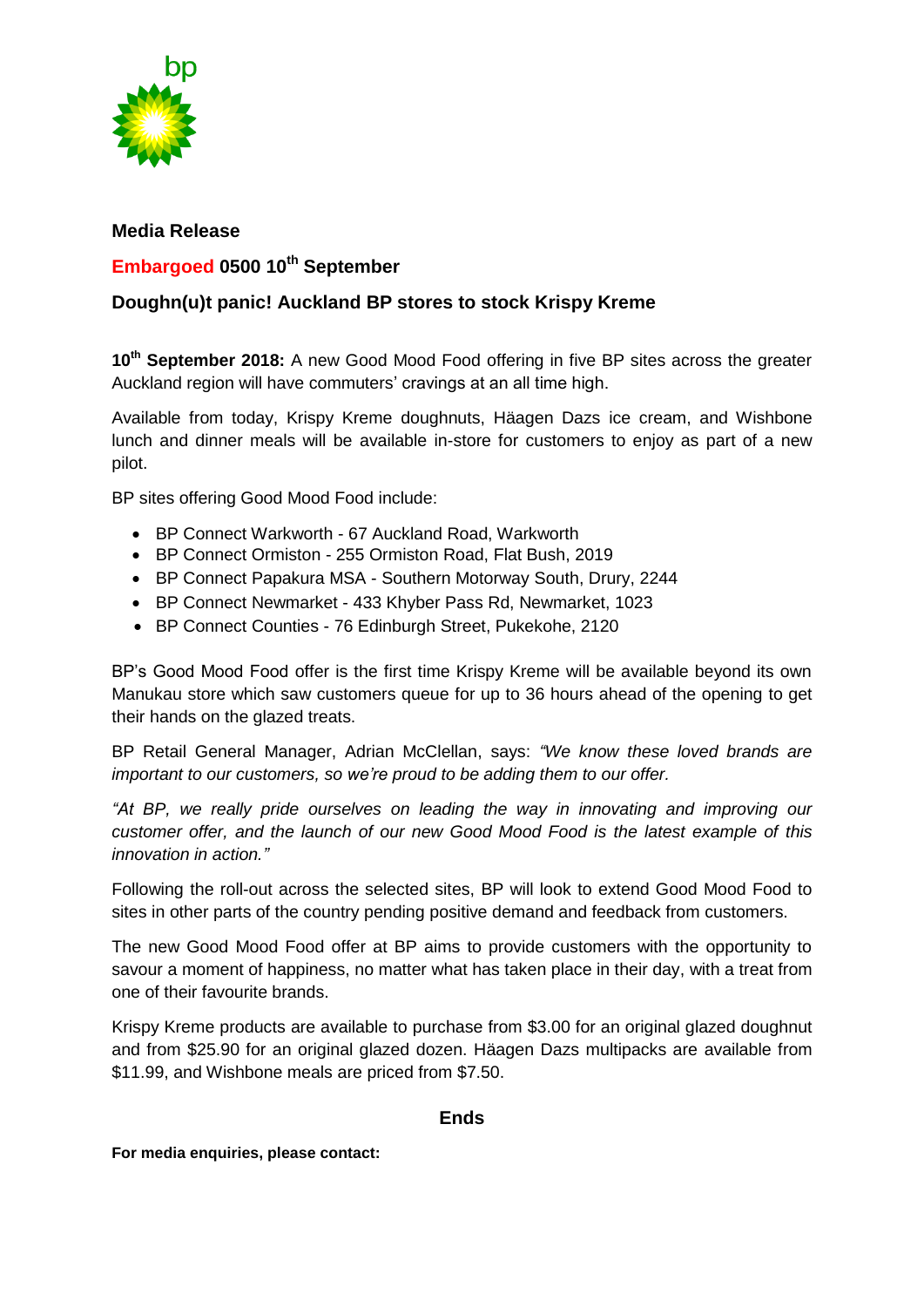**Media Release**

**Embargoed 0500 10th September**

**Doughn(u)t panic! Auckland BP stores to stock Krispy Kreme**

**10th September 2018:** A new Good Mood Food offering in five BP sites across the greater Auckland region will have commuters' cravings at an all time high.

Available from today, Krispy Kreme doughnuts, Häagen Dazs ice cream, and Wishbone lunch and dinner meals will be available in-store for customers to enjoy as part of a new pilot.

BP sites offering Good Mood Food include:

- BP Connect Warkworth - 67 Auckland Road, Warkworth
- BP Connect Ormiston - 255 Ormiston Road, Flat Bush, 2019
- BP Connect Papakura MSA - Southern Motorway South, Drury, 2244
- BP Connect Newmarket - 433 Khyber Pass Rd, Newmarket, 1023
- BP Connect Counties - 76 Edinburgh Street, Pukekohe, 2120

BP's Good Mood Food offer is the first time Krispy Kreme will be available beyond its own Manukau store which saw customers queue for up to 36 hours ahead of the opening to get their hands on the glazed treats.

BP Retail General Manager, Adrian McClellan, says: *"We know these loved brands are important to our customers, so we're proud to be adding them to our offer.*

*"At BP, we really pride ourselves on leading the way in innovating and improving our customer offer, and the launch of our new Good Mood Food is the latest example of this innovation in action."*

Following the roll-out across the selected sites, BP will look to extend Good Mood Food to sites in other parts of the country pending positive demand and feedback from customers.

The new Good Mood Food offer at BP aims to provide customers with the opportunity to savour a moment of happiness, no matter what has taken place in their day, with a treat from one of their favourite brands.

Krispy Kreme products are available to purchase from $3.00 for an original glazed doughnut and from $25.90 for an original glazed dozen. Häagen Dazs multipacks are available from $11.99, and Wishbone meals are priced from $7.50.

**Ends**

**For media enquiries, please contact:**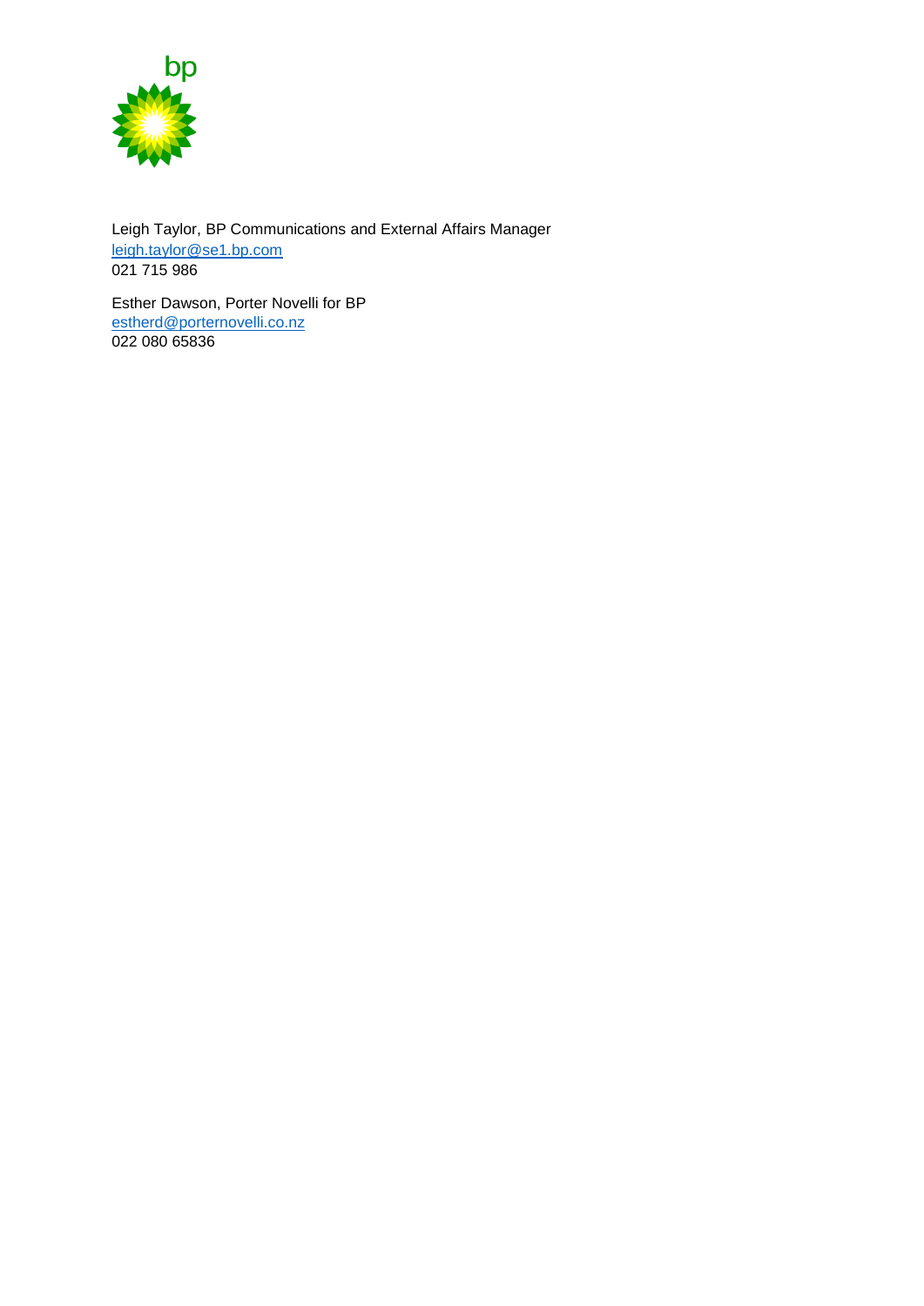Leigh Taylor, BP Communications and External Affairs Manager
leigh.taylor@se1.bp.com
021 715 986

Esther Dawson, Porter Novelli for BP
estherd@porternovelli.co.nz
022 080 65836